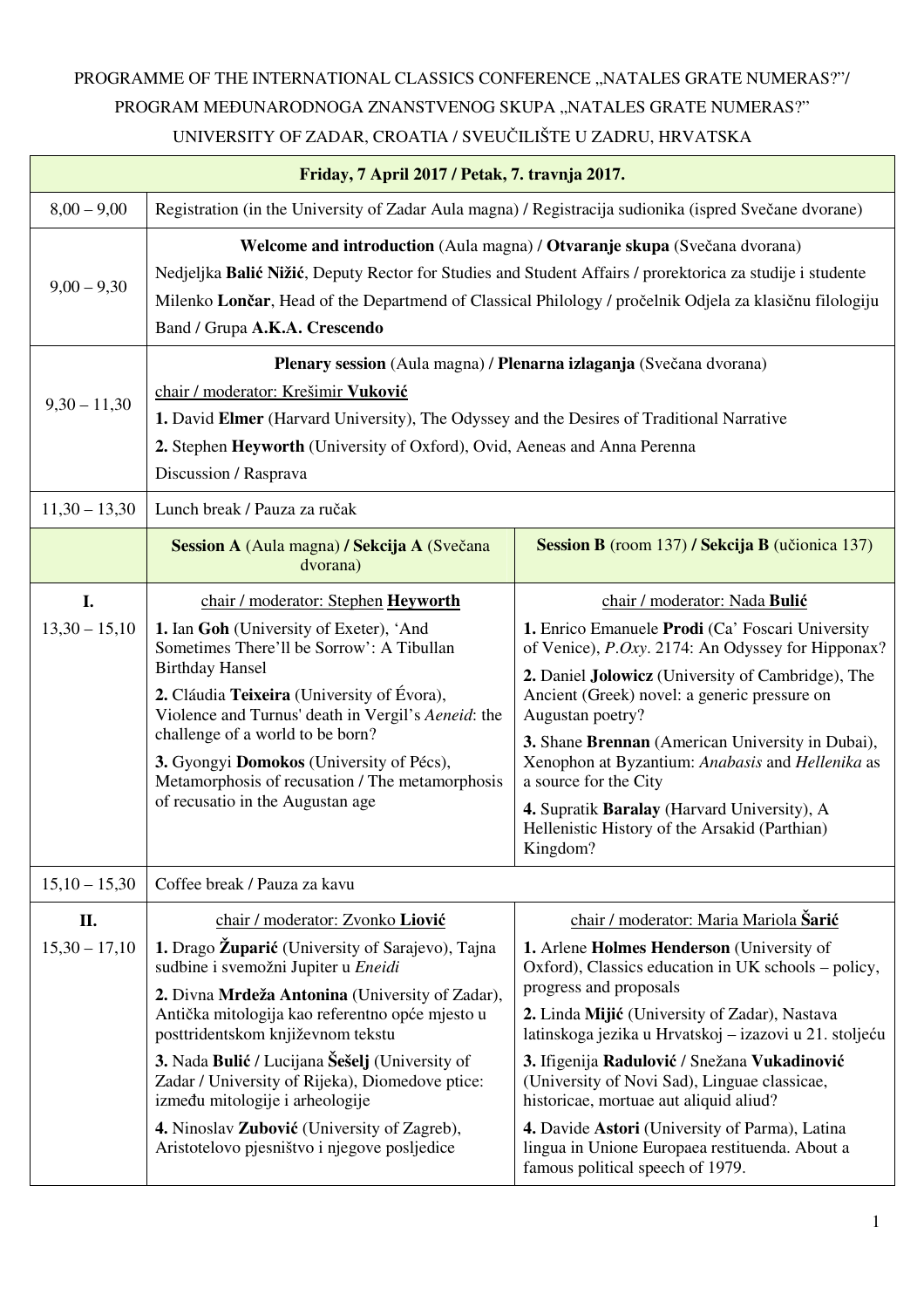PROGRAMME OF THE INTERNATIONAL CLASSICS CONFERENCE „NATALES GRATE NUMERAS?"/
PROGRAM MEĐUNARODNOGA ZNANSTVENOG SKUPA „NATALES GRATE NUMERAS?"
UNIVERSITY OF ZADAR, CROATIA / SVEUČILIŠTE U ZADRU, HRVATSKA

| **Friday, 7 April 2017 / Petak, 7. travnja 2017.** | | |
|---|---|---|
| 8,00 – 9,00 | Registration (in the University of Zadar Aula magna) / Registracija sudionika (ispred Svečane dvorane) | |
| 9,00 – 9,30 | **Welcome and introduction** (Aula magna) / **Otvaranje skupa** (Svečana dvorana)<br>Nedjeljka **Balić Nižić**, Deputy Rector for Studies and Student Affairs / prorektorica za studije i studente<br>Milenko **Lončar**, Head of the Departmend of Classical Philology / pročelnik Odjela za klasičnu filologiju<br>Band / Grupa **A.K.A. Crescendo** | |
| 9,30 – 11,30 | **Plenary session** (Aula magna) / **Plenarna izlaganja** (Svečana dvorana)<br>chair / moderator: Krešimir **Vuković**<br>**1.** David **Elmer** (Harvard University), The Odyssey and the Desires of Traditional Narrative<br>**2.** Stephen **Heyworth** (University of Oxford), Ovid, Aeneas and Anna Perenna<br>Discussion / Rasprava | |
| 11,30 – 13,30 | Lunch break / Pauza za ručak | |
| | **Session A** (Aula magna) **/ Sekcija A** (Svečana dvorana) | **Session B** (room 137) **/ Sekcija B** (učionica 137) |
| **I.**<br>13,30 – 15,10 | chair / moderator: Stephen **Heyworth**<br>**1.** Ian **Goh** (University of Exeter), 'And Sometimes There'll be Sorrow': A Tibullan Birthday Hansel<br>**2.** Cláudia **Teixeira** (University of Évora), Violence and Turnus' death in Vergil's *Aeneid*: the challenge of a world to be born?<br>**3.** Gyongyi **Domokos** (University of Pécs), Metamorphosis of recusation / The metamorphosis of recusatio in the Augustan age | chair / moderator: Nada **Bulić**<br>**1.** Enrico Emanuele **Prodi** (Ca' Foscari University of Venice), *P.Oxy*. 2174: An Odyssey for Hipponax?<br>**2.** Daniel **Jolowicz** (University of Cambridge), The Ancient (Greek) novel: a generic pressure on Augustan poetry?<br>**3.** Shane **Brennan** (American University in Dubai), Xenophon at Byzantium: *Anabasis* and *Hellenika* as a source for the City<br>**4.** Supratik **Baralay** (Harvard University), A Hellenistic History of the Arsakid (Parthian) Kingdom? |
| 15,10 – 15,30 | Coffee break / Pauza za kavu | |
| **II.**<br>15,30 – 17,10 | chair / moderator: Zvonko **Liović**<br>**1.** Drago **Županić** (University of Sarajevo), Tajna sudbine i svemožni Jupiter u *Eneidi*<br>**2.** Divna **Mrdeža Antonina** (University of Zadar), Antička mitologija kao referentno opće mjesto u posttridentskom književnom tekstu<br>**3.** Nada **Bulić** / Lucijana **Šešelj** (University of Zadar / University of Rijeka), Diomedove ptice: između mitologije i arheologije<br>**4.** Ninoslav **Zubović** (University of Zagreb), Aristotelovo pjesništvo i njegove posljedice | chair / moderator: Maria Mariola **Šarić**<br>**1.** Arlene **Holmes Henderson** (University of Oxford), Classics education in UK schools – policy, progress and proposals<br>**2.** Linda **Mijić** (University of Zadar), Nastava latinskoga jezika u Hrvatskoj – izazovi u 21. stoljeću<br>**3.** Ifigenija **Radulović** / Snežana **Vukadinović** (University of Novi Sad), Linguae classicae, historicae, mortuae aut aliquid aliud?<br>**4.** Davide **Astori** (University of Parma), Latina lingua in Unione Europaea restituenda. About a famous political speech of 1979. |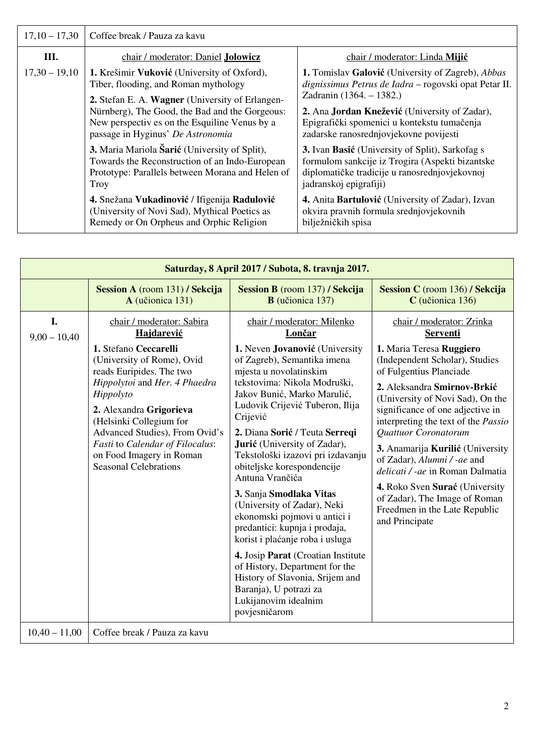| 17,10 – 17,30 | Coffee break / Pauza za kavu | |
|---|---|---|
| **III.** 17,30 – 19,10 | chair / moderator: Daniel **Jolowicz** | chair / moderator: Linda **Mijić** |
| | **1.** Krešimir **Vuković** (University of Oxford), Tiber, flooding, and Roman mythology | **1.** Tomislav **Galović** (University of Zagreb), *Abbas dignissimus Petrus de Iadra* – rogovski opat Petar II. Zadranin (1364. – 1382.) |
| | **2.** Stefan E. A. **Wagner** (University of Erlangen-Nürnberg), The Good, the Bad and the Gorgeous: New perspectiv es on the Esquiline Venus by a passage in Hyginus' *De Astronomia* | **2.** Ana **Jordan Knežević** (University of Zadar), Epigrafički spomenici u kontekstu tumačenja zadarske ranosrednjovjekovne povijesti |
| | **3.** Maria Mariola **Šarić** (University of Split), Towards the Reconstruction of an Indo-European Prototype: Parallels between Morana and Helen of Troy | **3.** Ivan **Basić** (University of Split), Sarkofag s formulom sankcije iz Trogira (Aspekti bizantske diplomatičke tradicije u ranosrednjovjekovnoj jadranskoj epigrafiji) |
| | **4.** Snežana **Vukadinović** / Ifigenija **Radulović** (University of Novi Sad), Mythical Poetics as Remedy or On Orpheus and Orphic Religion | **4.** Anita **Bartulović** (University of Zadar), Izvan okvira pravnih formula srednjovjekovnih bilježničkih spisa |

| **Saturday, 8 April 2017 / Subota, 8. travnja 2017.** | | | |
|---|---|---|---|
| | **Session A** (room 131) **/ Sekcija A** (učionica 131) | **Session B** (room 137) **/ Sekcija B** (učionica 137) | **Session C** (room 136) **/ Sekcija C** (učionica 136) |
| **I.** 9,00 – 10,40 | chair / moderator: Sabira **Hajdarević** | chair / moderator: Milenko **Lončar** | chair / moderator: Zrinka **Serventi** |
| | **1.** Stefano **Ceccarelli** (University of Rome), Ovid reads Euripides. The two *Hippolytoi* and *Her. 4 Phaedra Hippolyto* | **1.** Neven **Jovanović** (University of Zagreb), Semantika imena mjesta u novolatinskim tekstovima: Nikola Modruški, Jakov Bunić, Marko Marulić, Ludovik Crijević Tuberon, Ilija Crijević | **1.** Maria Teresa **Ruggiero** (Independent Scholar), Studies of Fulgentius Planciade |
| | **2.** Alexandra **Grigorieva** (Helsinki Collegium for Advanced Studies), From Ovid's *Fasti* to *Calendar of Filocalus*: on Food Imagery in Roman Seasonal Celebrations | **2.** Diana **Sorić** / Teuta **Serreqi Jurić** (University of Zadar), Tekstološki izazovi pri izdavanju obiteljske korespondencije Antuna Vrančića | **2.** Aleksandra **Smirnov-Brkić** (University of Novi Sad), On the significance of one adjective in interpreting the text of the *Passio Quattuor Coronatorum* |
| | | **3.** Sanja **Smodlaka Vitas** (University of Zadar), Neki ekonomski pojmovi u antici i predantici: kupnja i prodaja, korist i plaćanje roba i usluga | **3.** Anamarija **Kurilić** (University of Zadar), *Alumni / -ae* and *delicati / -ae* in Roman Dalmatia |
| | | **4.** Josip **Parat** (Croatian Institute of History, Department for the History of Slavonia, Srijem and Baranja), U potrazi za Lukijanovim idealnim povjesničarom | **4.** Roko Sven **Surać** (University of Zadar), The Image of Roman Freedmen in the Late Republic and Principate |
| 10,40 – 11,00 | Coffee break / Pauza za kavu | | |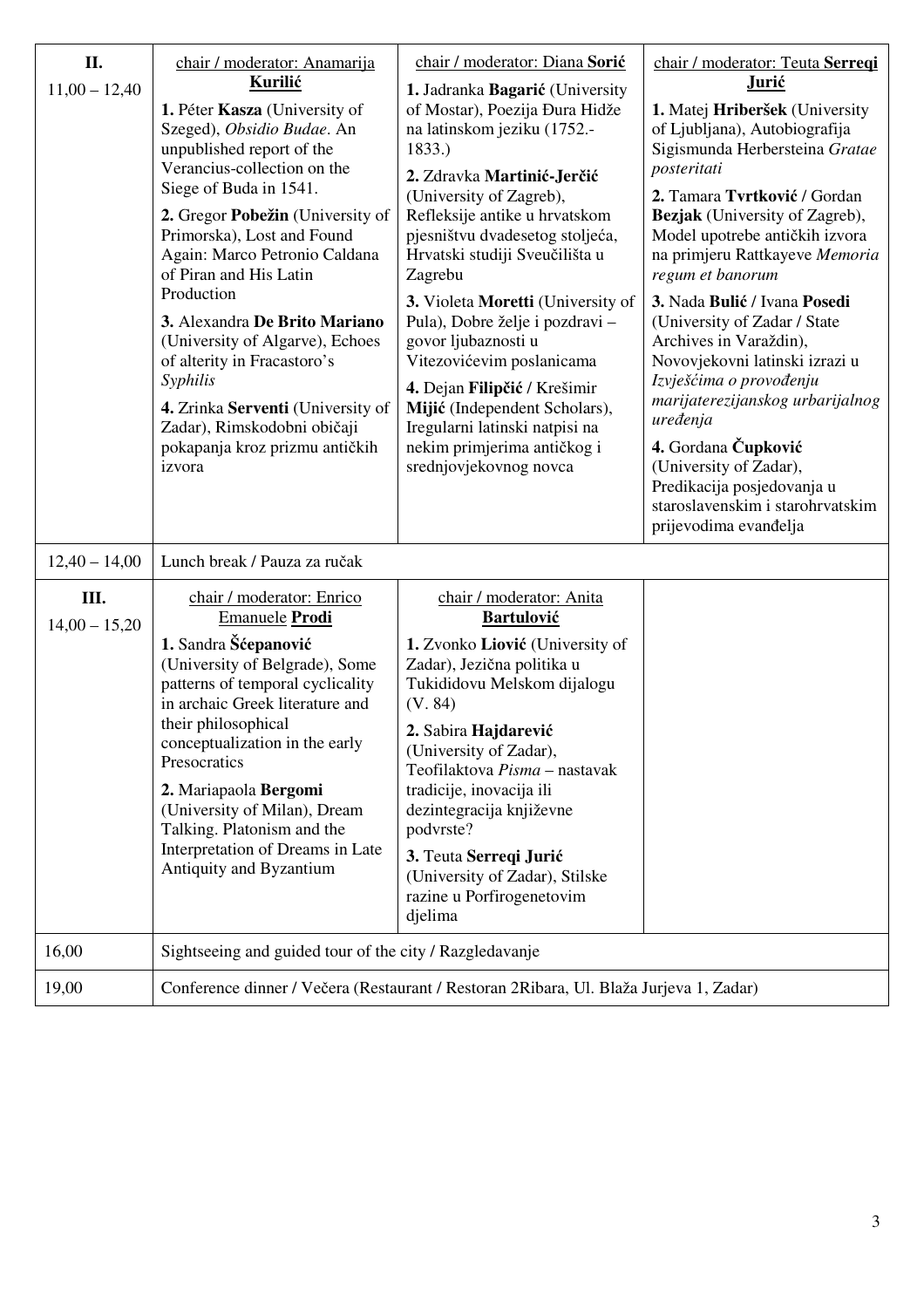| | | | |
|---|---|---|---|
| **II.** 11,00 – 12,40 | chair / moderator: Anamarija **Kurilić**<br>**1.** Péter **Kasza** (University of Szeged), *Obsidio Budae*. An unpublished report of the Verancius-collection on the Siege of Buda in 1541.<br>**2.** Gregor **Pobežin** (University of Primorska), Lost and Found Again: Marco Petronio Caldana of Piran and His Latin Production<br>**3.** Alexandra **De Brito Mariano** (University of Algarve), Echoes of alterity in Fracastoro's *Syphilis*<br>**4.** Zrinka **Serventi** (University of Zadar), Rimskodobni običaji pokapanja kroz prizmu antičkih izvora | chair / moderator: Diana **Sorić**<br>**1.** Jadranka **Bagarić** (University of Mostar), Poezija Đura Hidže na latinskom jeziku (1752.-1833.)<br>**2.** Zdravka **Martinić-Jerčić** (University of Zagreb), Refleksije antike u hrvatskom pjesništvu dvadesetog stoljeća, Hrvatski studiji Sveučilišta u Zagrebu<br>**3.** Violeta **Moretti** (University of Pula), Dobre želje i pozdravi – govor ljubaznosti u Vitezovićevim poslanicama<br>**4.** Dejan **Filipčić** / Krešimir **Mijić** (Independent Scholars), Iregularni latinski natpisi na nekim primjerima antičkog i srednjovjekovnog novca | chair / moderator: Teuta **Serreqi Jurić**<br>**1.** Matej **Hriberšek** (University of Ljubljana), Autobiografija Sigismunda Herbersteina *Gratae posteritati*<br>**2.** Tamara **Tvrtković** / Gordan **Bezjak** (University of Zagreb), Model upotrebe antičkih izvora na primjeru Rattkayeve *Memoria regum et banorum*<br>**3.** Nada **Bulić** / Ivana **Posedi** (University of Zadar / State Archives in Varaždin), Novovjekovni latinski izrazi u *Izvješćima o provođenju marijaterezijanskog urbarijalnog uređenja*<br>**4.** Gordana **Čupković** (University of Zadar), Predikacija posjedovanja u staroslavenskim i starohrvatskim prijevodima evanđelja |
| 12,40 – 14,00 | Lunch break / Pauza za ručak | | |
| **III.** 14,00 – 15,20 | chair / moderator: Enrico Emanuele **Prodi**<br>**1.** Sandra **Šćepanović** (University of Belgrade), Some patterns of temporal cyclicality in archaic Greek literature and their philosophical conceptualization in the early Presocratics<br>**2.** Mariapaola **Bergomi** (University of Milan), Dream Talking. Platonism and the Interpretation of Dreams in Late Antiquity and Byzantium | chair / moderator: Anita **Bartulović**<br>**1.** Zvonko **Liović** (University of Zadar), Jezična politika u Tukididovu Melskom dijalogu (V. 84)<br>**2.** Sabira **Hajdarević** (University of Zadar), Teofilaktova *Pisma* – nastavak tradicije, inovacija ili dezintegracija književne podvrste?<br>**3.** Teuta **Serreqi Jurić** (University of Zadar), Stilske razine u Porfirogenetovim djelima | |
| 16,00 | Sightseeing and guided tour of the city / Razgledavanje | | |
| 19,00 | Conference dinner / Večera (Restaurant / Restoran 2Ribara, Ul. Blaža Jurjeva 1, Zadar) | | |